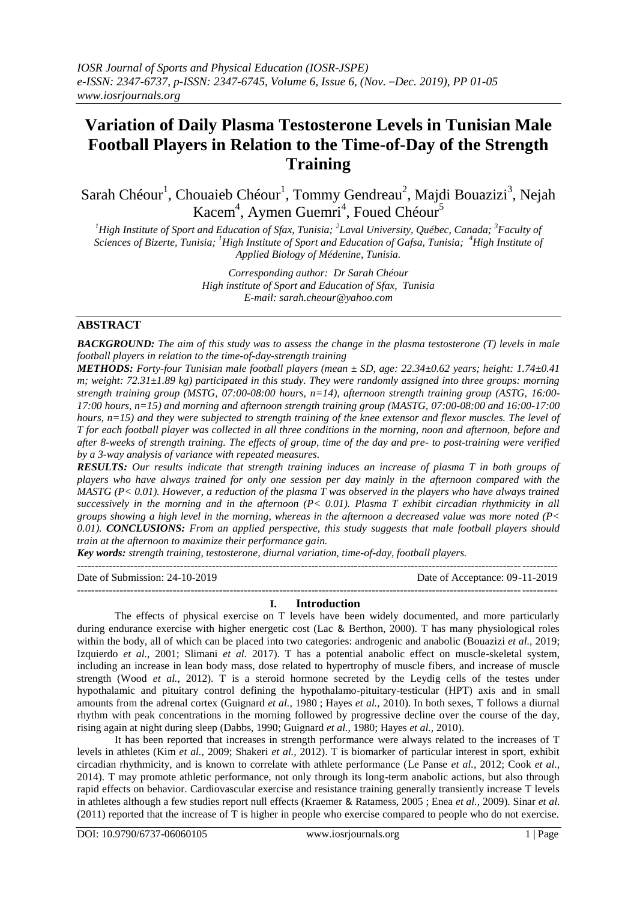# Variation of Daily Plasma Testosterone Levels in Tunisian Male Football Players in Relation to the Time-of-Day of the Strength Training

Sarah Chéour[1], Chouaieb Chéour[1], Tommy Gendreau[2], Majdi Bouazizi[3], Nejah Kacem[4], Aymen Guemri[4], Foued Chéour[5]

*[1]High Institute of Sport and Education of Sfax, Tunisia; [2]Laval University, Québec, Canada; [3]Faculty of Sciences of Bizerte, Tunisia; [1]High Institute of Sport and Education of Gafsa, Tunisia; [4]High Institute of Applied Biology of Médenine, Tunisia.*

*Corresponding author: Dr Sarah Chéour*
*High institute of Sport and Education of Sfax, Tunisia*
*E-mail: sarah.cheour@yahoo.com*

## ABSTRACT

***BACKGROUND:*** *The aim of this study was to assess the change in the plasma testosterone (T) levels in male football players in relation to the time-of-day-strength training*

***METHODS:*** *Forty-four Tunisian male football players (mean ± SD, age: 22.34±0.62 years; height: 1.74±0.41 m; weight: 72.31±1.89 kg) participated in this study. They were randomly assigned into three groups: morning strength training group (MSTG, 07:00-08:00 hours, n=14), afternoon strength training group (ASTG, 16:00-17:00 hours, n=15) and morning and afternoon strength training group (MASTG, 07:00-08:00 and 16:00-17:00 hours, n=15) and they were subjected to strength training of the knee extensor and flexor muscles. The level of T for each football player was collected in all three conditions in the morning, noon and afternoon, before and after 8-weeks of strength training. The effects of group, time of the day and pre- to post-training were verified by a 3-way analysis of variance with repeated measures.*

***RESULTS:*** *Our results indicate that strength training induces an increase of plasma T in both groups of players who have always trained for only one session per day mainly in the afternoon compared with the MASTG ($P< 0.01$). However, a reduction of the plasma T was observed in the players who have always trained successively in the morning and in the afternoon ($P< 0.01$). Plasma T exhibit circadian rhythmicity in all groups showing a high level in the morning, whereas in the afternoon a decreased value was more noted ($P< 0.01$).* ***CONCLUSIONS:*** *From an applied perspective, this study suggests that male football players should train at the afternoon to maximize their performance gain.*

***Key words:*** *strength training, testosterone, diurnal variation, time-of-day, football players.*

---

Date of Submission: 24-10-2019 | Date of Acceptance: 09-11-2019

---

## I. Introduction

The effects of physical exercise on T levels have been widely documented, and more particularly during endurance exercise with higher energetic cost (Lac & Berthon, 2000). T has many physiological roles within the body, all of which can be placed into two categories: androgenic and anabolic (Bouazizi *et al.,* 2019; Izquierdo *et al.,* 2001; Slimani *et al.* 2017). T has a potential anabolic effect on muscle-skeletal system, including an increase in lean body mass, dose related to hypertrophy of muscle fibers, and increase of muscle strength (Wood *et al.,* 2012). T is a steroid hormone secreted by the Leydig cells of the testes under hypothalamic and pituitary control defining the hypothalamo-pituitary-testicular (HPT) axis and in small amounts from the adrenal cortex (Guignard *et al.,* 1980 ; Hayes *et al.,* 2010). In both sexes, T follows a diurnal rhythm with peak concentrations in the morning followed by progressive decline over the course of the day, rising again at night during sleep (Dabbs, 1990; Guignard *et al.,* 1980; Hayes *et al.,* 2010).

It has been reported that increases in strength performance were always related to the increases of T levels in athletes (Kim *et al.,* 2009; Shakeri *et al.,* 2012). T is biomarker of particular interest in sport, exhibit circadian rhythmicity, and is known to correlate with athlete performance (Le Panse *et al.,* 2012; Cook *et al.,* 2014). T may promote athletic performance, not only through its long-term anabolic actions, but also through rapid effects on behavior. Cardiovascular exercise and resistance training generally transiently increase T levels in athletes although a few studies report null effects (Kraemer & Ratamess, 2005 ; Enea *et al.,* 2009). Sinar *et al.* (2011) reported that the increase of T is higher in people who exercise compared to people who do not exercise.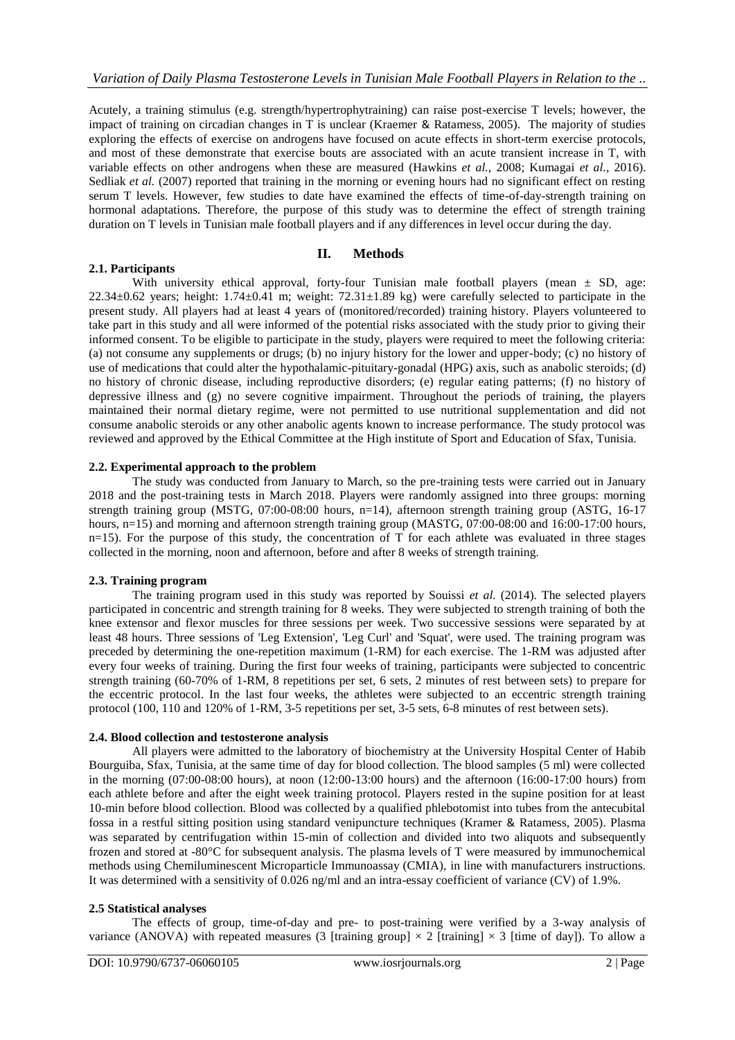Acutely, a training stimulus (e.g. strength/hypertrophytraining) can raise post-exercise T levels; however, the impact of training on circadian changes in T is unclear (Kraemer & Ratamess, 2005). The majority of studies exploring the effects of exercise on androgens have focused on acute effects in short-term exercise protocols, and most of these demonstrate that exercise bouts are associated with an acute transient increase in T, with variable effects on other androgens when these are measured (Hawkins *et al.*, 2008; Kumagai *et al.*, 2016). Sedliak *et al.* (2007) reported that training in the morning or evening hours had no significant effect on resting serum T levels. However, few studies to date have examined the effects of time-of-day-strength training on hormonal adaptations. Therefore, the purpose of this study was to determine the effect of strength training duration on T levels in Tunisian male football players and if any differences in level occur during the day.

## II. Methods

### 2.1. Participants

With university ethical approval, forty-four Tunisian male football players (mean ± SD, age: 22.34±0.62 years; height: 1.74±0.41 m; weight: 72.31±1.89 kg) were carefully selected to participate in the present study. All players had at least 4 years of (monitored/recorded) training history. Players volunteered to take part in this study and all were informed of the potential risks associated with the study prior to giving their informed consent. To be eligible to participate in the study, players were required to meet the following criteria: (a) not consume any supplements or drugs; (b) no injury history for the lower and upper-body; (c) no history of use of medications that could alter the hypothalamic-pituitary-gonadal (HPG) axis, such as anabolic steroids; (d) no history of chronic disease, including reproductive disorders; (e) regular eating patterns; (f) no history of depressive illness and (g) no severe cognitive impairment. Throughout the periods of training, the players maintained their normal dietary regime, were not permitted to use nutritional supplementation and did not consume anabolic steroids or any other anabolic agents known to increase performance. The study protocol was reviewed and approved by the Ethical Committee at the High institute of Sport and Education of Sfax, Tunisia.

### 2.2. Experimental approach to the problem

The study was conducted from January to March, so the pre-training tests were carried out in January 2018 and the post-training tests in March 2018. Players were randomly assigned into three groups: morning strength training group (MSTG, 07:00-08:00 hours, n=14), afternoon strength training group (ASTG, 16-17 hours, n=15) and morning and afternoon strength training group (MASTG, 07:00-08:00 and 16:00-17:00 hours, n=15). For the purpose of this study, the concentration of T for each athlete was evaluated in three stages collected in the morning, noon and afternoon, before and after 8 weeks of strength training.

### 2.3. Training program

The training program used in this study was reported by Souissi *et al.* (2014). The selected players participated in concentric and strength training for 8 weeks. They were subjected to strength training of both the knee extensor and flexor muscles for three sessions per week. Two successive sessions were separated by at least 48 hours. Three sessions of 'Leg Extension', 'Leg Curl' and 'Squat', were used. The training program was preceded by determining the one-repetition maximum (1-RM) for each exercise. The 1-RM was adjusted after every four weeks of training. During the first four weeks of training, participants were subjected to concentric strength training (60-70% of 1-RM, 8 repetitions per set, 6 sets, 2 minutes of rest between sets) to prepare for the eccentric protocol. In the last four weeks, the athletes were subjected to an eccentric strength training protocol (100, 110 and 120% of 1-RM, 3-5 repetitions per set, 3-5 sets, 6-8 minutes of rest between sets).

### 2.4. Blood collection and testosterone analysis

All players were admitted to the laboratory of biochemistry at the University Hospital Center of Habib Bourguiba, Sfax, Tunisia, at the same time of day for blood collection. The blood samples (5 ml) were collected in the morning (07:00-08:00 hours), at noon (12:00-13:00 hours) and the afternoon (16:00-17:00 hours) from each athlete before and after the eight week training protocol. Players rested in the supine position for at least 10-min before blood collection. Blood was collected by a qualified phlebotomist into tubes from the antecubital fossa in a restful sitting position using standard venipuncture techniques (Kramer & Ratamess, 2005). Plasma was separated by centrifugation within 15-min of collection and divided into two aliquots and subsequently frozen and stored at -80°C for subsequent analysis. The plasma levels of T were measured by immunochemical methods using Chemiluminescent Microparticle Immunoassay (CMIA), in line with manufacturers instructions. It was determined with a sensitivity of 0.026 ng/ml and an intra-essay coefficient of variance (CV) of 1.9%.

### 2.5 Statistical analyses

The effects of group, time-of-day and pre- to post-training were verified by a 3-way analysis of variance (ANOVA) with repeated measures (3 [training group] × 2 [training] × 3 [time of day]). To allow a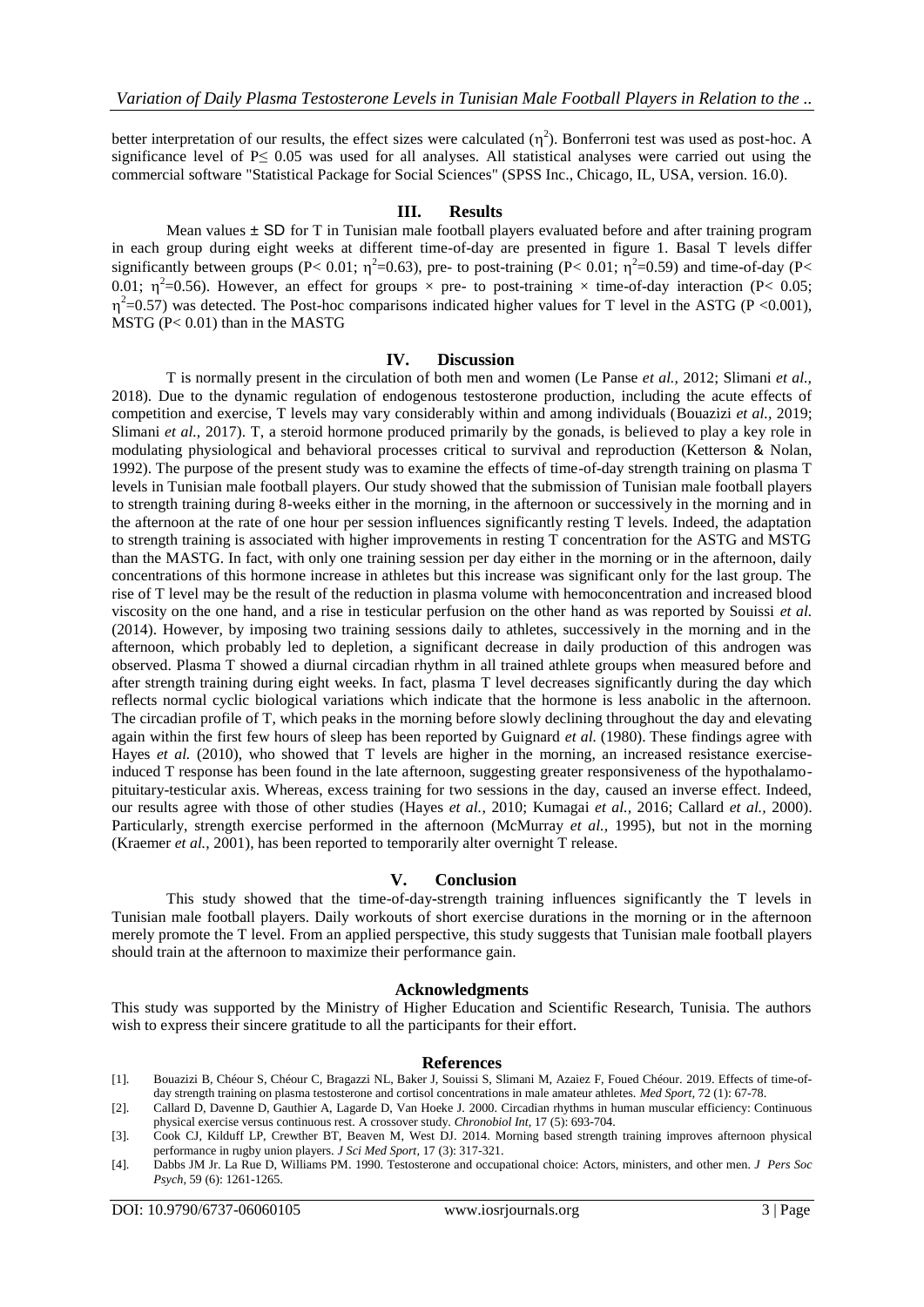better interpretation of our results, the effect sizes were calculated ($\eta^2$). Bonferroni test was used as post-hoc. A significance level of $P \leq 0.05$ was used for all analyses. All statistical analyses were carried out using the commercial software "Statistical Package for Social Sciences" (SPSS Inc., Chicago, IL, USA, version. 16.0).

## III. Results

Mean values ± SD for T in Tunisian male football players evaluated before and after training program in each group during eight weeks at different time-of-day are presented in figure 1. Basal T levels differ significantly between groups ($P < 0.01$; $\eta^2=0.63$), pre- to post-training ($P < 0.01$; $\eta^2=0.59$) and time-of-day ($P < 0.01$; $\eta^2=0.56$). However, an effect for groups × pre- to post-training × time-of-day interaction ($P < 0.05$; $\eta^2=0.57$) was detected. The Post-hoc comparisons indicated higher values for T level in the ASTG ($P < 0.001$), MSTG ($P < 0.01$) than in the MASTG

## IV. Discussion

T is normally present in the circulation of both men and women (Le Panse *et al.,* 2012; Slimani *et al.,* 2018). Due to the dynamic regulation of endogenous testosterone production, including the acute effects of competition and exercise, T levels may vary considerably within and among individuals (Bouazizi *et al.,* 2019; Slimani *et al.,* 2017). T, a steroid hormone produced primarily by the gonads, is believed to play a key role in modulating physiological and behavioral processes critical to survival and reproduction (Ketterson & Nolan, 1992). The purpose of the present study was to examine the effects of time-of-day strength training on plasma T levels in Tunisian male football players. Our study showed that the submission of Tunisian male football players to strength training during 8-weeks either in the morning, in the afternoon or successively in the morning and in the afternoon at the rate of one hour per session influences significantly resting T levels. Indeed, the adaptation to strength training is associated with higher improvements in resting T concentration for the ASTG and MSTG than the MASTG. In fact, with only one training session per day either in the morning or in the afternoon, daily concentrations of this hormone increase in athletes but this increase was significant only for the last group. The rise of T level may be the result of the reduction in plasma volume with hemoconcentration and increased blood viscosity on the one hand, and a rise in testicular perfusion on the other hand as was reported by Souissi *et al.* (2014). However, by imposing two training sessions daily to athletes, successively in the morning and in the afternoon, which probably led to depletion, a significant decrease in daily production of this androgen was observed. Plasma T showed a diurnal circadian rhythm in all trained athlete groups when measured before and after strength training during eight weeks. In fact, plasma T level decreases significantly during the day which reflects normal cyclic biological variations which indicate that the hormone is less anabolic in the afternoon. The circadian profile of T, which peaks in the morning before slowly declining throughout the day and elevating again within the first few hours of sleep has been reported by Guignard *et al.* (1980). These findings agree with Hayes *et al.* (2010), who showed that T levels are higher in the morning, an increased resistance exercise-induced T response has been found in the late afternoon, suggesting greater responsiveness of the hypothalamo-pituitary-testicular axis. Whereas, excess training for two sessions in the day, caused an inverse effect. Indeed, our results agree with those of other studies (Hayes *et al.,* 2010; Kumagai *et al.,* 2016; Callard *et al.,* 2000). Particularly, strength exercise performed in the afternoon (McMurray *et al.,* 1995), but not in the morning (Kraemer *et al.,* 2001), has been reported to temporarily alter overnight T release.

## V. Conclusion

This study showed that the time-of-day-strength training influences significantly the T levels in Tunisian male football players. Daily workouts of short exercise durations in the morning or in the afternoon merely promote the T level. From an applied perspective, this study suggests that Tunisian male football players should train at the afternoon to maximize their performance gain.

## Acknowledgments

This study was supported by the Ministry of Higher Education and Scientific Research, Tunisia. The authors wish to express their sincere gratitude to all the participants for their effort.

## References

[1]. Bouazizi B, Chéour S, Chéour C, Bragazzi NL, Baker J, Souissi S, Slimani M, Azaiez F, Foued Chéour. 2019. Effects of time-of-day strength training on plasma testosterone and cortisol concentrations in male amateur athletes. *Med Sport,* 72 (1): 67-78.

[2]. Callard D, Davenne D, Gauthier A, Lagarde D, Van Hoeke J. 2000. Circadian rhythms in human muscular efficiency: Continuous physical exercise versus continuous rest. A crossover study. *Chronobiol Int,* 17 (5): 693-704.

[3]. Cook CJ, Kilduff LP, Crewther BT, Beaven M, West DJ. 2014. Morning based strength training improves afternoon physical performance in rugby union players. *J Sci Med Sport,* 17 (3): 317-321.

[4]. Dabbs JM Jr. La Rue D, Williams PM. 1990. Testosterone and occupational choice: Actors, ministers, and other men. *J Pers Soc Psych,* 59 (6): 1261-1265.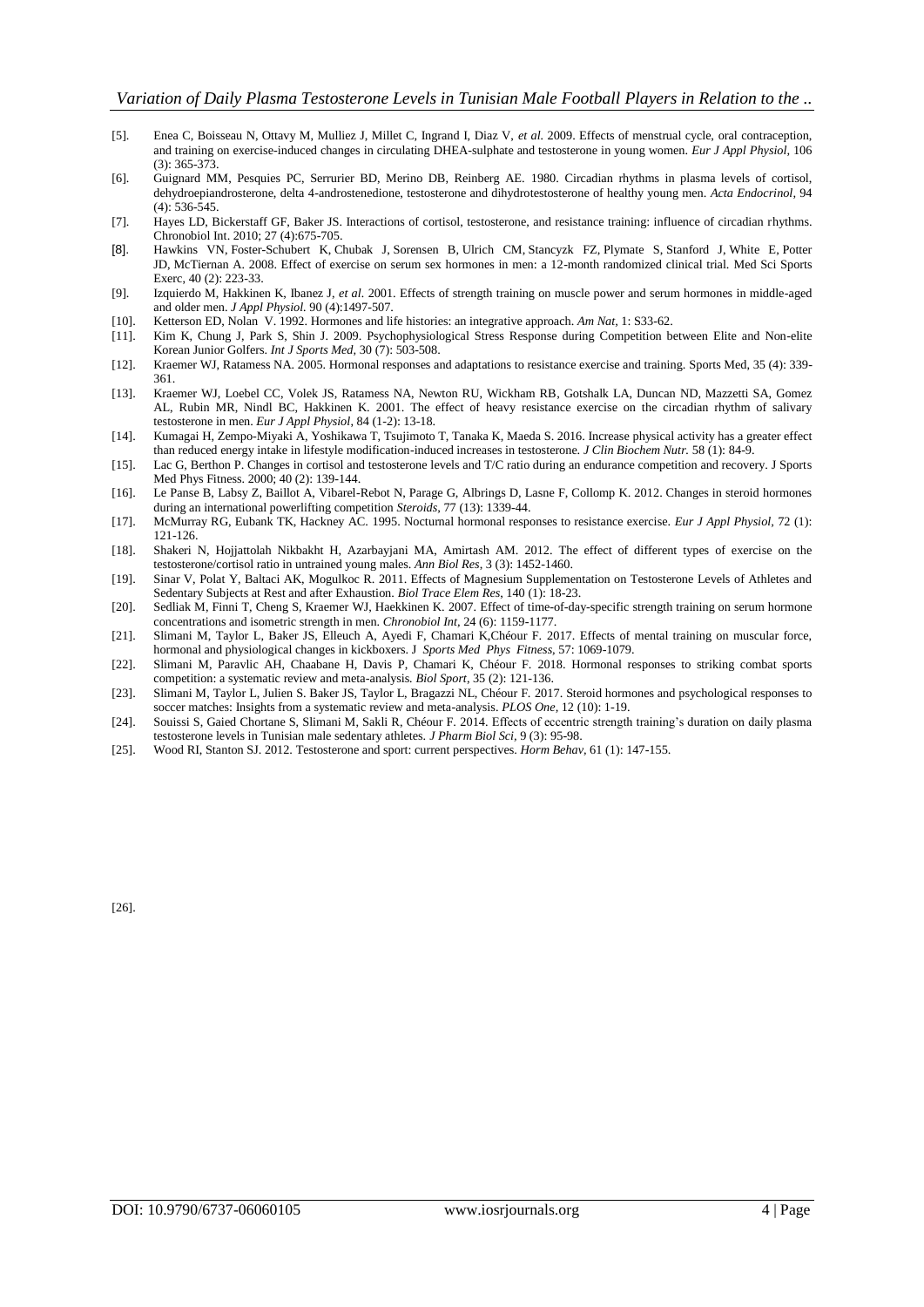[5]. Enea C, Boisseau N, Ottavy M, Mulliez J, Millet C, Ingrand I, Diaz V, *et al.* 2009. Effects of menstrual cycle, oral contraception, and training on exercise-induced changes in circulating DHEA-sulphate and testosterone in young women. *Eur J Appl Physiol*, 106 (3): 365-373.

[6]. Guignard MM, Pesquies PC, Serrurier BD, Merino DB, Reinberg AE. 1980. Circadian rhythms in plasma levels of cortisol, dehydroepiandrosterone, delta 4-androstenedione, testosterone and dihydrotestosterone of healthy young men. *Acta Endocrinol*, 94 (4): 536-545.

[7]. Hayes LD, Bickerstaff GF, Baker JS. Interactions of cortisol, testosterone, and resistance training: influence of circadian rhythms. Chronobiol Int. 2010; 27 (4):675-705.

[8]. Hawkins VN, Foster-Schubert K, Chubak J, Sorensen B, Ulrich CM, Stancyzk FZ, Plymate S, Stanford J, White E, Potter JD, McTiernan A. 2008. Effect of exercise on serum sex hormones in men: a 12-month randomized clinical trial. Med Sci Sports Exerc, 40 (2): 223-33.

[9]. Izquierdo M, Hakkinen K, Ibanez J, *et al*. 2001. Effects of strength training on muscle power and serum hormones in middle-aged and older men. *J Appl Physiol.* 90 (4):1497-507.

[10]. Ketterson ED, Nolan V. 1992. Hormones and life histories: an integrative approach. *Am Nat*, 1: S33-62.

[11]. Kim K, Chung J, Park S, Shin J. 2009. Psychophysiological Stress Response during Competition between Elite and Non-elite Korean Junior Golfers. *Int J Sports Med*, 30 (7): 503-508.

[12]. Kraemer WJ, Ratamess NA. 2005. Hormonal responses and adaptations to resistance exercise and training. Sports Med, 35 (4): 339-361.

[13]. Kraemer WJ, Loebel CC, Volek JS, Ratamess NA, Newton RU, Wickham RB, Gotshalk LA, Duncan ND, Mazzetti SA, Gomez AL, Rubin MR, Nindl BC, Hakkinen K. 2001. The effect of heavy resistance exercise on the circadian rhythm of salivary testosterone in men. *Eur J Appl Physiol*, 84 (1-2): 13-18.

[14]. Kumagai H, Zempo-Miyaki A, Yoshikawa T, Tsujimoto T, Tanaka K, Maeda S. 2016. Increase physical activity has a greater effect than reduced energy intake in lifestyle modification-induced increases in testosterone. *J Clin Biochem Nutr.* 58 (1): 84-9.

[15]. Lac G, Berthon P. Changes in cortisol and testosterone levels and T/C ratio during an endurance competition and recovery. J Sports Med Phys Fitness. 2000; 40 (2): 139-144.

[16]. Le Panse B, Labsy Z, Baillot A, Vibarel-Rebot N, Parage G, Albrings D, Lasne F, Collomp K. 2012. Changes in steroid hormones during an international powerlifting competition *Steroids*, 77 (13): 1339-44.

[17]. McMurray RG, Eubank TK, Hackney AC. 1995. Nocturnal hormonal responses to resistance exercise. *Eur J Appl Physiol*, 72 (1): 121-126.

[18]. Shakeri N, Hojjattolah Nikbakht H, Azarbayjani MA, Amirtash AM. 2012. The effect of different types of exercise on the testosterone/cortisol ratio in untrained young males. *Ann Biol Res*, 3 (3): 1452-1460.

[19]. Sinar V, Polat Y, Baltaci AK, Mogulkoc R. 2011. Effects of Magnesium Supplementation on Testosterone Levels of Athletes and Sedentary Subjects at Rest and after Exhaustion. *Biol Trace Elem Res*, 140 (1): 18-23.

[20]. Sedliak M, Finni T, Cheng S, Kraemer WJ, Haeckkinen K. 2007. Effect of time-of-day-specific strength training on serum hormone concentrations and isometric strength in men. *Chronobiol Int*, 24 (6): 1159-1177.

[21]. Slimani M, Taylor L, Baker JS, Elleuch A, Ayedi F, Chamari K,Chéour F. 2017. Effects of mental training on muscular force, hormonal and physiological changes in kickboxers. *J Sports Med Phys Fitness*, 57: 1069-1079.

[22]. Slimani M, Paravlic AH, Chaabane H, Davis P, Chamari K, Chéour F. 2018. Hormonal responses to striking combat sports competition: a systematic review and meta-analysis. *Biol Sport*, 35 (2): 121-136.

[23]. Slimani M, Taylor L, Julien S. Baker JS, Taylor L, Bragazzi NL, Chéour F. 2017. Steroid hormones and psychological responses to soccer matches: Insights from a systematic review and meta-analysis. *PLOS One*, 12 (10): 1-19.

[24]. Souissi S, Gaied Chortane S, Slimani M, Sakli R, Chéour F. 2014. Effects of eccentric strength training's duration on daily plasma testosterone levels in Tunisian male sedentary athletes. *J Pharm Biol Sci*, 9 (3): 95-98.

[25]. Wood RI, Stanton SJ. 2012. Testosterone and sport: current perspectives. *Horm Behav*, 61 (1): 147-155.

[26].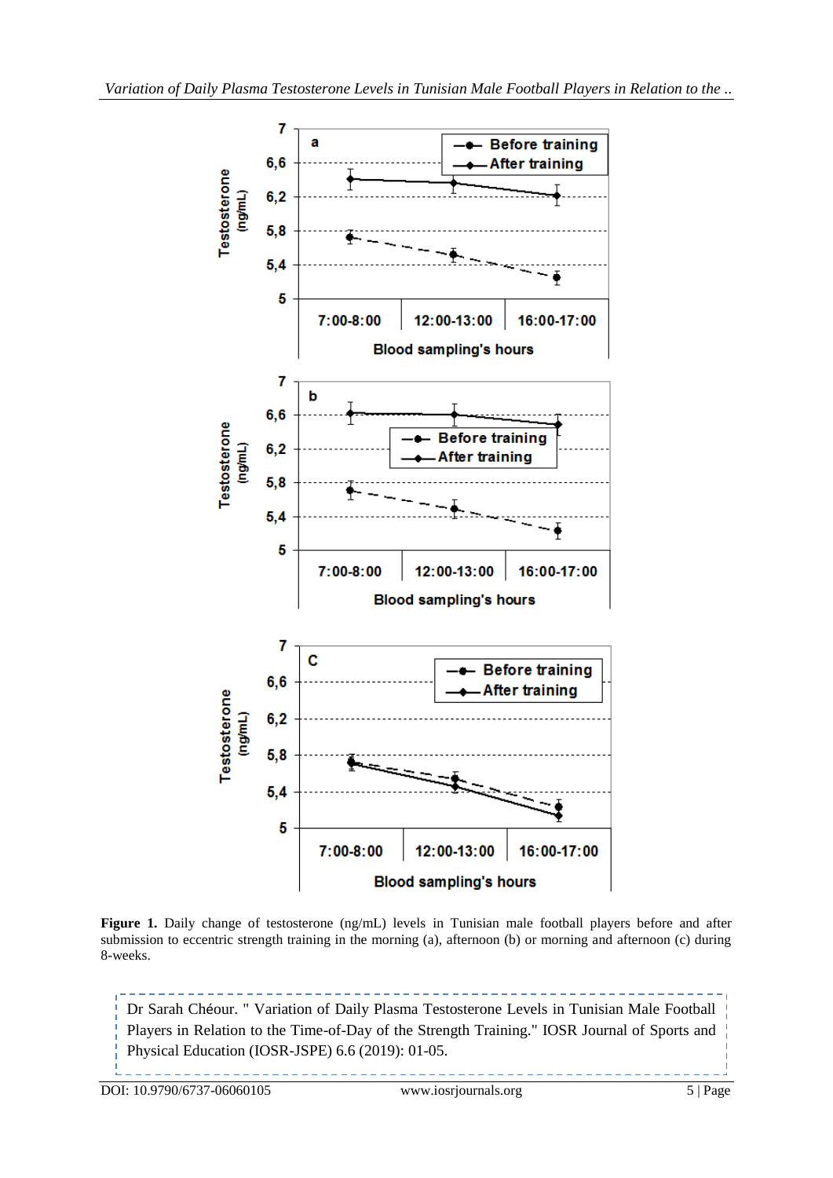a

Before training
After training

7
6,6
6,2
5,8
5,4
5

Testosterone (ng/mL)

7:00-8:00
12:00-13:00
16:00-17:00

Blood sampling's hours

b

Before training
After training

7
6,6
6,2
5,8
5,4
5

Testosterone (ng/mL)

7:00-8:00
12:00-13:00
16:00-17:00

Blood sampling's hours

C

Before training
After training

7
6,6
6,2
5,8
5,4
5

Testosterone (ng/mL)

7:00-8:00
12:00-13:00
16:00-17:00

Blood sampling's hours

**Figure 1.** Daily change of testosterone (ng/mL) levels in Tunisian male football players before and after submission to eccentric strength training in the morning (a), afternoon (b) or morning and afternoon (c) during 8-weeks.

Dr Sarah Chéour. " Variation of Daily Plasma Testosterone Levels in Tunisian Male Football Players in Relation to the Time-of-Day of the Strength Training." IOSR Journal of Sports and Physical Education (IOSR-JSPE) 6.6 (2019): 01-05.